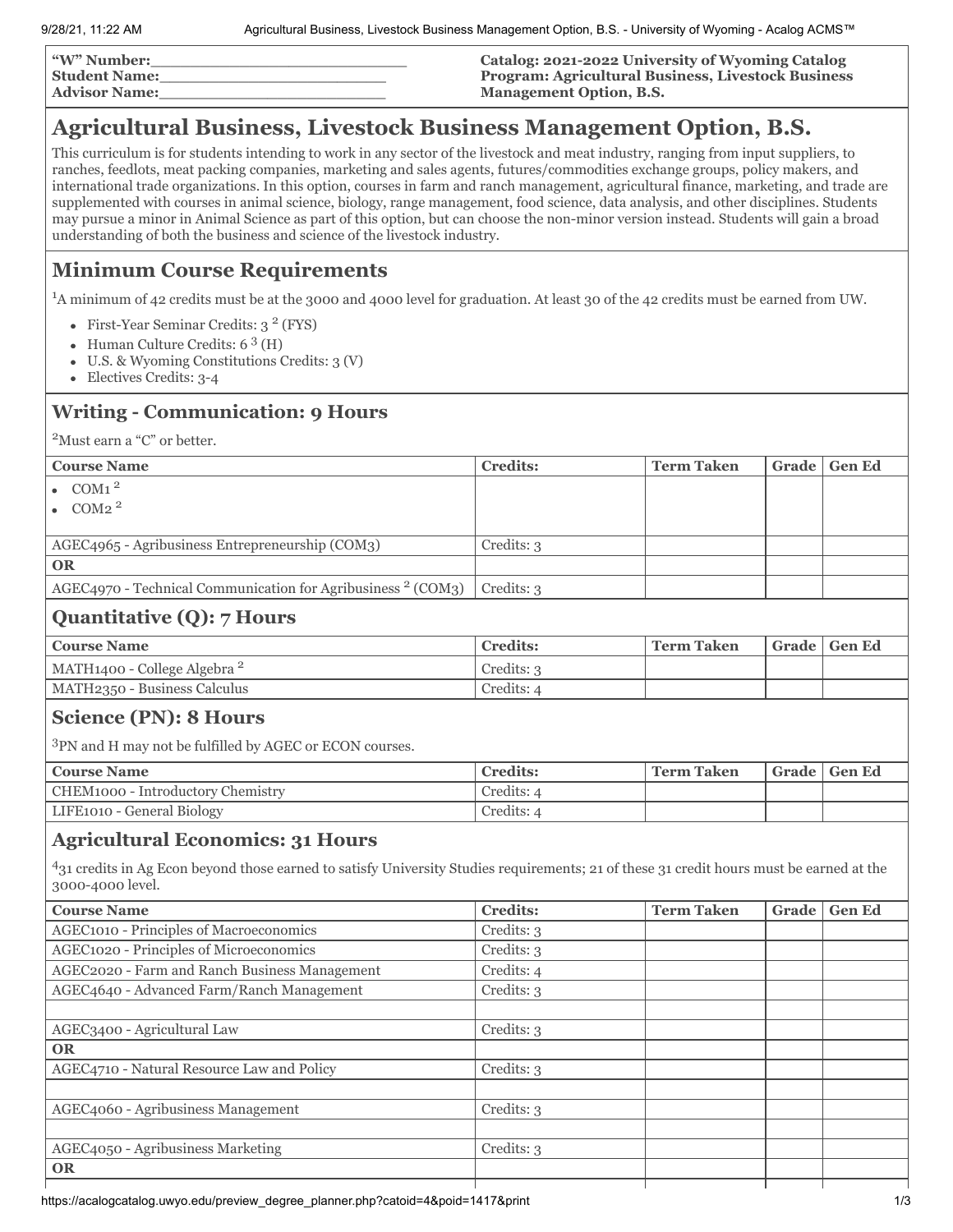**"W" Number:________________________**
**Student Name:______________________**
**Advisor Name:______________________**

**Catalog: 2021-2022 University of Wyoming Catalog**
**Program: Agricultural Business, Livestock Business Management Option, B.S.**

# Agricultural Business, Livestock Business Management Option, B.S.

This curriculum is for students intending to work in any sector of the livestock and meat industry, ranging from input suppliers, to ranches, feedlots, meat packing companies, marketing and sales agents, futures/commodities exchange groups, policy makers, and international trade organizations. In this option, courses in farm and ranch management, agricultural finance, marketing, and trade are supplemented with courses in animal science, biology, range management, food science, data analysis, and other disciplines. Students may pursue a minor in Animal Science as part of this option, but can choose the non-minor version instead. Students will gain a broad understanding of both the business and science of the livestock industry.

## Minimum Course Requirements

[1]A minimum of 42 credits must be at the 3000 and 4000 level for graduation. At least 30 of the 42 credits must be earned from UW.

- First-Year Seminar Credits: 3 [2] (FYS)
- Human Culture Credits: 6 [3] (H)
- U.S. & Wyoming Constitutions Credits: 3 (V)
- Electives Credits: 3-4

## Writing - Communication: 9 Hours

[2]Must earn a "C" or better.

| Course Name | Credits: | Term Taken | Grade | Gen Ed |
|---|---|---|---|---|
| • COM1 [2] <br> • COM2 [2] | | | | |
| AGEC4965 - Agribusiness Entrepreneurship (COM3) | Credits: 3 | | | |
| **OR** | | | | |
| AGEC4970 - Technical Communication for Agribusiness [2] (COM3) | Credits: 3 | | | |

## Quantitative (Q): 7 Hours

| Course Name | Credits: | Term Taken | Grade | Gen Ed |
|---|---|---|---|---|
| MATH1400 - College Algebra [2] | Credits: 3 | | | |
| MATH2350 - Business Calculus | Credits: 4 | | | |

## Science (PN): 8 Hours

[3]PN and H may not be fulfilled by AGEC or ECON courses.

| Course Name | Credits: | Term Taken | Grade | Gen Ed |
|---|---|---|---|---|
| CHEM1000 - Introductory Chemistry | Credits: 4 | | | |
| LIFE1010 - General Biology | Credits: 4 | | | |

## Agricultural Economics: 31 Hours

[4]31 credits in Ag Econ beyond those earned to satisfy University Studies requirements; 21 of these 31 credit hours must be earned at the 3000-4000 level.

| Course Name | Credits: | Term Taken | Grade | Gen Ed |
|---|---|---|---|---|
| AGEC1010 - Principles of Macroeconomics | Credits: 3 | | | |
| AGEC1020 - Principles of Microeconomics | Credits: 3 | | | |
| AGEC2020 - Farm and Ranch Business Management | Credits: 4 | | | |
| AGEC4640 - Advanced Farm/Ranch Management | Credits: 3 | | | |
| | | | | |
| AGEC3400 - Agricultural Law | Credits: 3 | | | |
| **OR** | | | | |
| AGEC4710 - Natural Resource Law and Policy | Credits: 3 | | | |
| | | | | |
| AGEC4060 - Agribusiness Management | Credits: 3 | | | |
| | | | | |
| AGEC4050 - Agribusiness Marketing | Credits: 3 | | | |
| **OR** | | | | |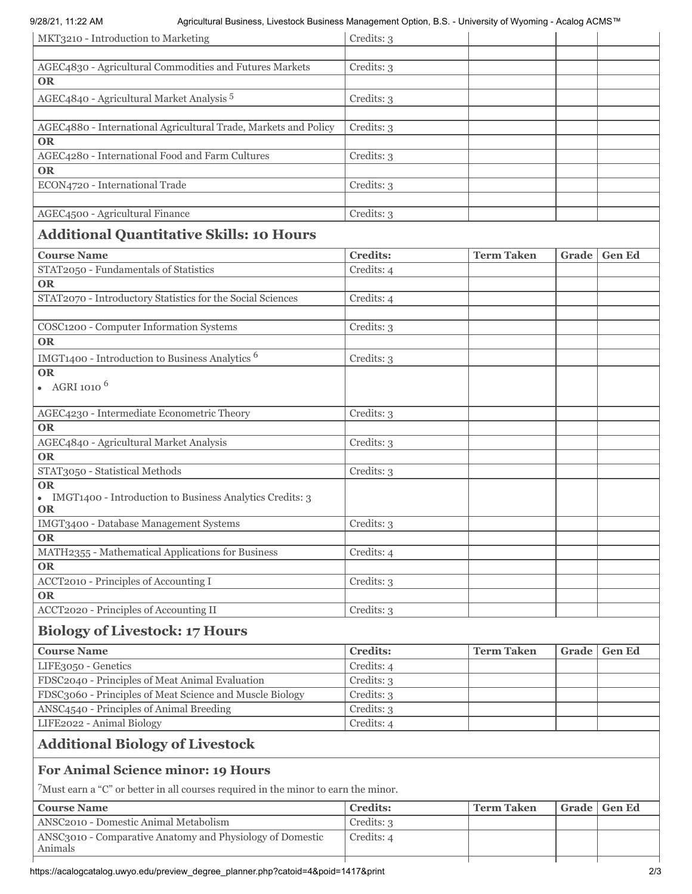| | | | | |
|---|---|---|---|---|
| MKT3210 - Introduction to Marketing | Credits: 3 | | | |
| | | | | |
| AGEC4830 - Agricultural Commodities and Futures Markets | Credits: 3 | | | |
| **OR** | | | | |
| AGEC4840 - Agricultural Market Analysis [5] | Credits: 3 | | | |
| | | | | |
| AGEC4880 - International Agricultural Trade, Markets and Policy | Credits: 3 | | | |
| **OR** | | | | |
| AGEC4280 - International Food and Farm Cultures | Credits: 3 | | | |
| **OR** | | | | |
| ECON4720 - International Trade | Credits: 3 | | | |
| | | | | |
| AGEC4500 - Agricultural Finance | Credits: 3 | | | |

## Additional Quantitative Skills: 10 Hours

| Course Name | Credits: | Term Taken | Grade | Gen Ed |
|---|---|---|---|---|
| STAT2050 - Fundamentals of Statistics | Credits: 4 | | | |
| **OR** | | | | |
| STAT2070 - Introductory Statistics for the Social Sciences | Credits: 4 | | | |
| | | | | |
| COSC1200 - Computer Information Systems | Credits: 3 | | | |
| **OR** | | | | |
| IMGT1400 - Introduction to Business Analytics [6] | Credits: 3 | | | |
| **OR**<br>• AGRI 1010 [6] | | | | |
| AGEC4230 - Intermediate Econometric Theory | Credits: 3 | | | |
| **OR** | | | | |
| AGEC4840 - Agricultural Market Analysis | Credits: 3 | | | |
| **OR** | | | | |
| STAT3050 - Statistical Methods | Credits: 3 | | | |
| **OR**<br>• IMGT1400 - Introduction to Business Analytics Credits: 3<br>**OR** | | | | |
| IMGT3400 - Database Management Systems | Credits: 3 | | | |
| **OR** | | | | |
| MATH2355 - Mathematical Applications for Business | Credits: 4 | | | |
| **OR** | | | | |
| ACCT2010 - Principles of Accounting I | Credits: 3 | | | |
| **OR** | | | | |
| ACCT2020 - Principles of Accounting II | Credits: 3 | | | |

## Biology of Livestock: 17 Hours

| Course Name | Credits: | Term Taken | Grade | Gen Ed |
|---|---|---|---|---|
| LIFE3050 - Genetics | Credits: 4 | | | |
| FDSC2040 - Principles of Meat Animal Evaluation | Credits: 3 | | | |
| FDSC3060 - Principles of Meat Science and Muscle Biology | Credits: 3 | | | |
| ANSC4540 - Principles of Animal Breeding | Credits: 3 | | | |
| LIFE2022 - Animal Biology | Credits: 4 | | | |

## Additional Biology of Livestock

### For Animal Science minor: 19 Hours

[7]Must earn a "C" or better in all courses required in the minor to earn the minor.

| Course Name | Credits: | Term Taken | Grade | Gen Ed |
|---|---|---|---|---|
| ANSC2010 - Domestic Animal Metabolism | Credits: 3 | | | |
| ANSC3010 - Comparative Anatomy and Physiology of Domestic Animals | Credits: 4 | | | |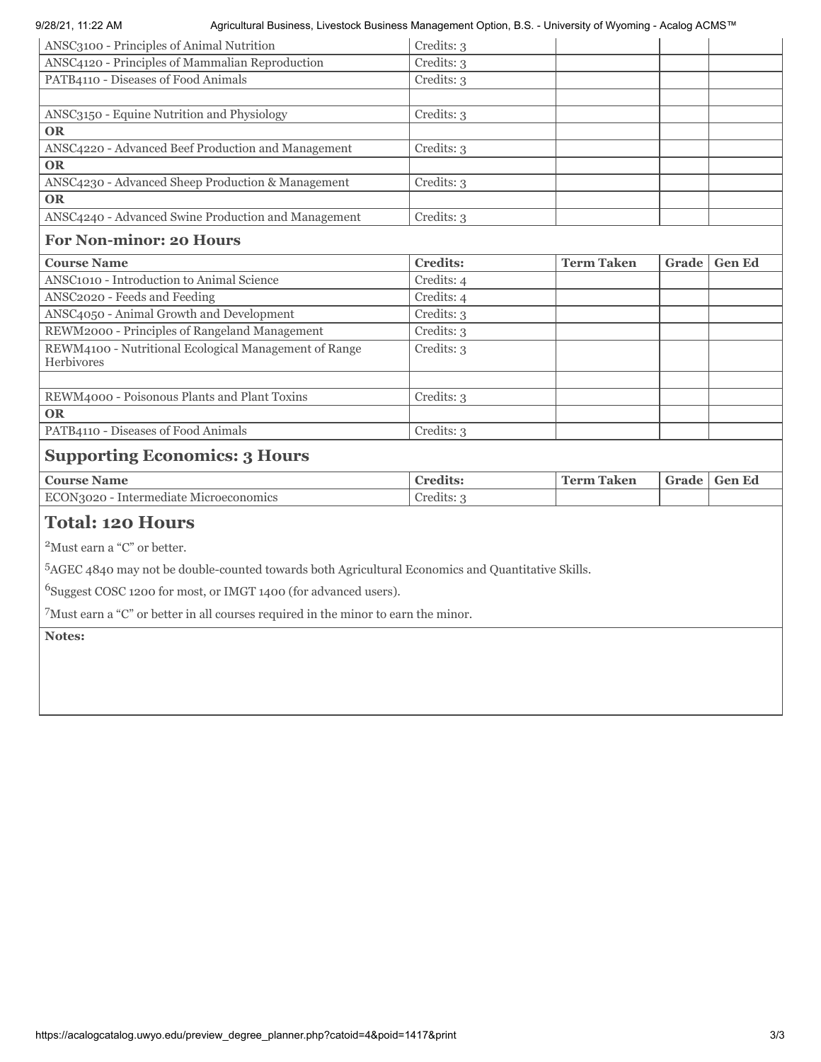| | | | | |
|---|---|---|---|---|
| ANSC3100 - Principles of Animal Nutrition | Credits: 3 | | | |
| ANSC4120 - Principles of Mammalian Reproduction | Credits: 3 | | | |
| PATB4110 - Diseases of Food Animals | Credits: 3 | | | |
| | | | | |
| ANSC3150 - Equine Nutrition and Physiology | Credits: 3 | | | |
| **OR** | | | | |
| ANSC4220 - Advanced Beef Production and Management | Credits: 3 | | | |
| **OR** | | | | |
| ANSC4230 - Advanced Sheep Production & Management | Credits: 3 | | | |
| **OR** | | | | |
| ANSC4240 - Advanced Swine Production and Management | Credits: 3 | | | |

### For Non-minor: 20 Hours

| Course Name | Credits: | Term Taken | Grade | Gen Ed |
|---|---|---|---|---|
| ANSC1010 - Introduction to Animal Science | Credits: 4 | | | |
| ANSC2020 - Feeds and Feeding | Credits: 4 | | | |
| ANSC4050 - Animal Growth and Development | Credits: 3 | | | |
| REWM2000 - Principles of Rangeland Management | Credits: 3 | | | |
| REWM4100 - Nutritional Ecological Management of Range Herbivores | Credits: 3 | | | |
| | | | | |
| REWM4000 - Poisonous Plants and Plant Toxins | Credits: 3 | | | |
| **OR** | | | | |
| PATB4110 - Diseases of Food Animals | Credits: 3 | | | |

## Supporting Economics: 3 Hours

| Course Name | Credits: | Term Taken | Grade | Gen Ed |
|---|---|---|---|---|
| ECON3020 - Intermediate Microeconomics | Credits: 3 | | | |

## Total: 120 Hours

[2]Must earn a "C" or better.

[5]AGEC 4840 may not be double-counted towards both Agricultural Economics and Quantitative Skills.

[6]Suggest COSC 1200 for most, or IMGT 1400 (for advanced users).

[7]Must earn a "C" or better in all courses required in the minor to earn the minor.

**Notes:**